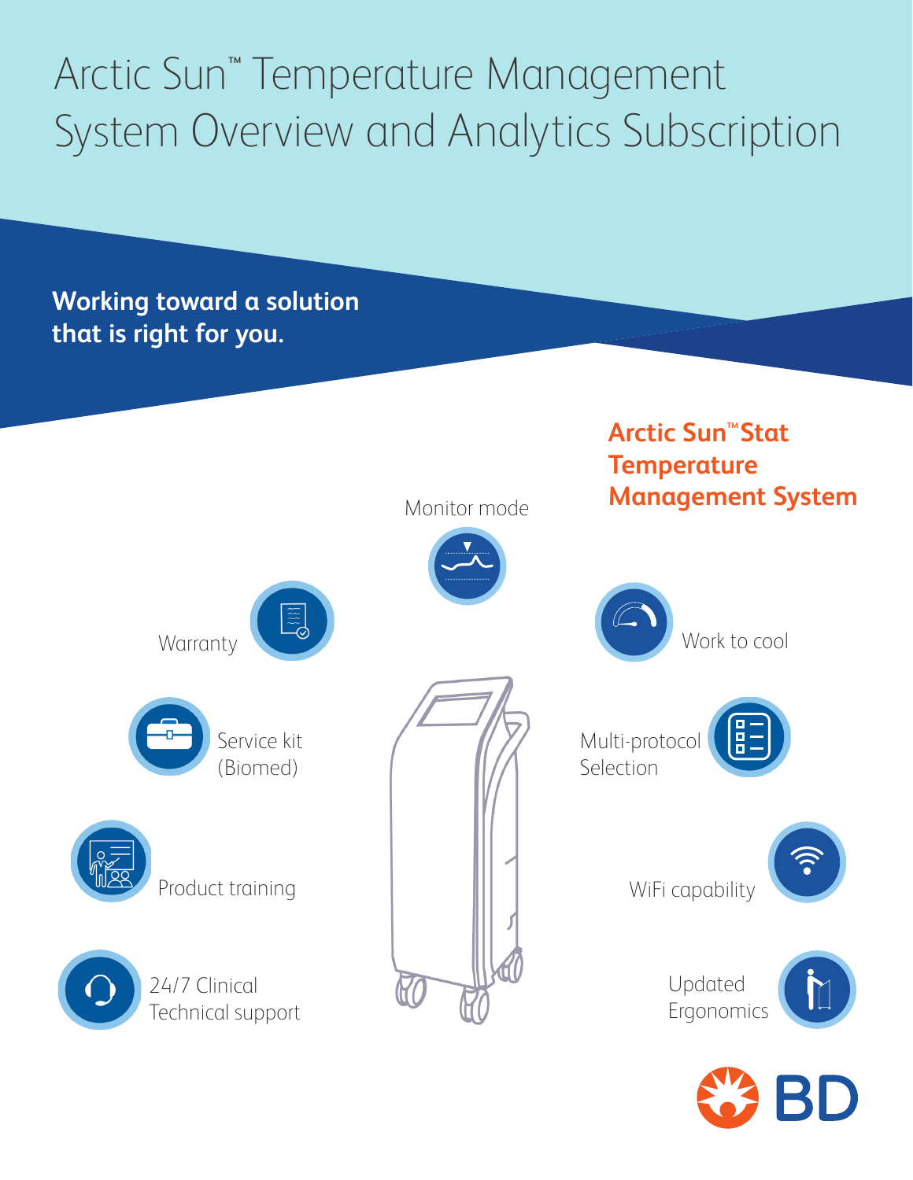# Arctic Sun™ Temperature Management System Overview and Analytics Subscription

**Working toward a solution that is right for you.**

## Arctic Sun™ Stat Temperature Management System

- Monitor mode
- Warranty
- Service kit (Biomed)
- Product training
- 24/7 Clinical Technical support
- Work to cool
- Multi-protocol Selection
- WiFi capability
- Updated Ergonomics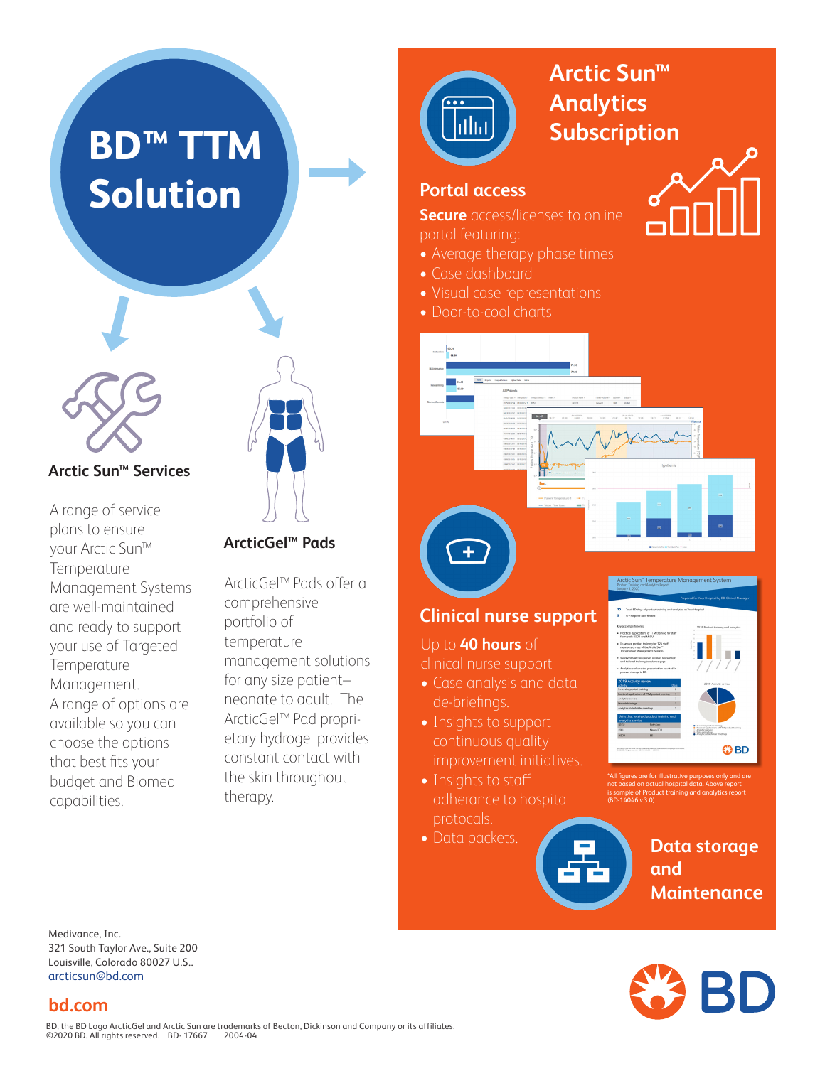# BD™ TTM Solution

## Arctic Sun™ Services

A range of service plans to ensure your Arctic Sun™ Temperature Management Systems are well-maintained and ready to support your use of Targeted Temperature Management. A range of options are available so you can choose the options that best fits your budget and Biomed capabilities.

## ArcticGel™ Pads

ArcticGel™ Pads offer a comprehensive portfolio of temperature management solutions for any size patient–neonate to adult. The ArcticGel™ Pad proprietary hydrogel provides constant contact with the skin throughout therapy.

## Arctic Sun™ Analytics Subscription

### Portal access

**Secure** access/licenses to online portal featuring:

- Average therapy phase times
- Case dashboard
- Visual case representations
- Door-to-cool charts

### Clinical nurse support

Up to **40 hours** of clinical nurse support

- Case analysis and data de-briefings.
- Insights to support continuous quality improvement initiatives.
- Insights to staff adherence to hospital protocols.
- Data packets.

*All figures are for illustrative purposes only and are not based on actual hospital data. Above report is sample of Product training and analytics report (BD-14046 v.3.0)

### Data storage and Maintenance

Medivance, Inc.
321 South Taylor Ave., Suite 200
Louisville, Colorado 80027 U.S..
arcticsun@bd.com

**bd.com**

BD, the BD Logo ArcticGel and Arctic Sun are trademarks of Becton, Dickinson and Company or its affiliates.
©2020 BD. All rights reserved. BD- 17667 2004-04